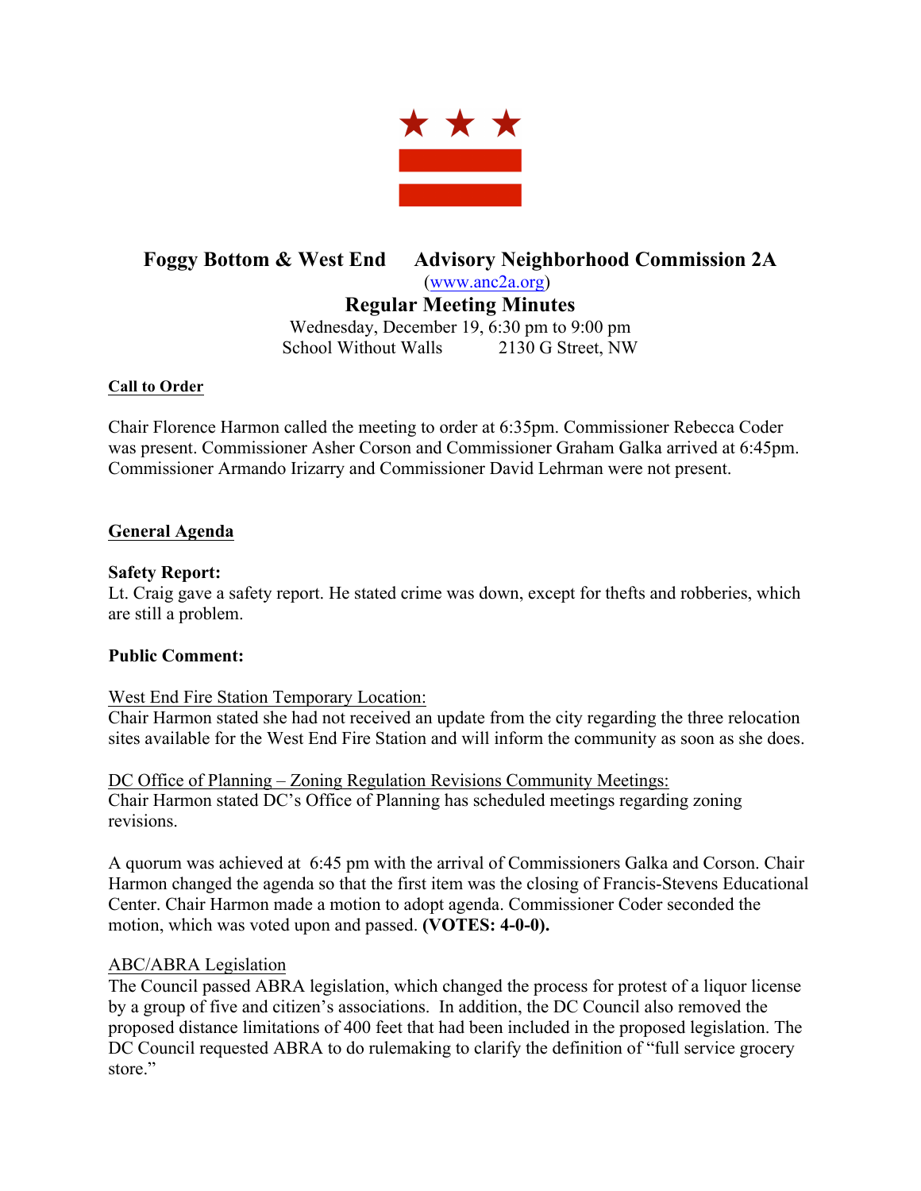# Foggy Bottom & West End Advisory Neighborhood Commission 2A

(www.anc2a.org)

## Regular Meeting Minutes

Wednesday, December 19, 6:30 pm to 9:00 pm
School Without Walls 2130 G Street, NW

**Call to Order**

Chair Florence Harmon called the meeting to order at 6:35pm. Commissioner Rebecca Coder was present. Commissioner Asher Corson and Commissioner Graham Galka arrived at 6:45pm. Commissioner Armando Irizarry and Commissioner David Lehrman were not present.

**General Agenda**

**Safety Report:**
Lt. Craig gave a safety report. He stated crime was down, except for thefts and robberies, which are still a problem.

**Public Comment:**

West End Fire Station Temporary Location:
Chair Harmon stated she had not received an update from the city regarding the three relocation sites available for the West End Fire Station and will inform the community as soon as she does.

DC Office of Planning – Zoning Regulation Revisions Community Meetings:
Chair Harmon stated DC's Office of Planning has scheduled meetings regarding zoning revisions.

A quorum was achieved at 6:45 pm with the arrival of Commissioners Galka and Corson. Chair Harmon changed the agenda so that the first item was the closing of Francis-Stevens Educational Center. Chair Harmon made a motion to adopt agenda. Commissioner Coder seconded the motion, which was voted upon and passed. **(VOTES: 4-0-0).**

ABC/ABRA Legislation
The Council passed ABRA legislation, which changed the process for protest of a liquor license by a group of five and citizen's associations. In addition, the DC Council also removed the proposed distance limitations of 400 feet that had been included in the proposed legislation. The DC Council requested ABRA to do rulemaking to clarify the definition of "full service grocery store."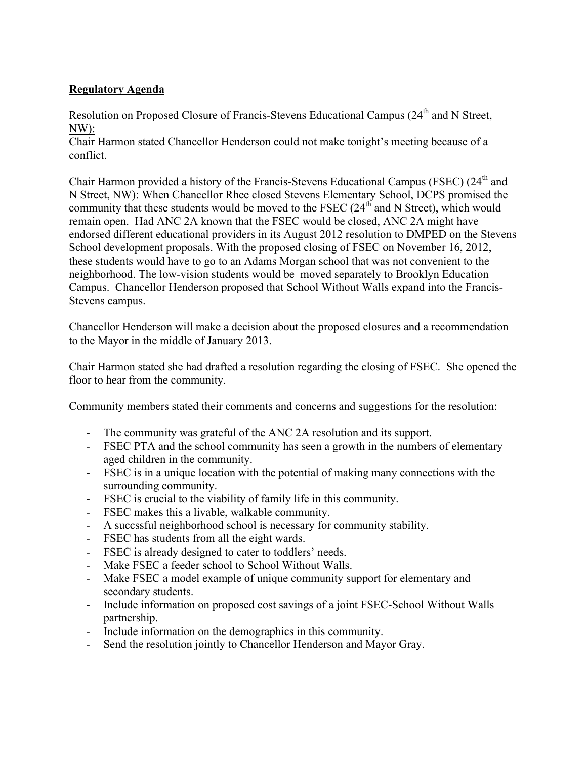**Regulatory Agenda**

Resolution on Proposed Closure of Francis-Stevens Educational Campus (24th and N Street, NW):

Chair Harmon stated Chancellor Henderson could not make tonight's meeting because of a conflict.

Chair Harmon provided a history of the Francis-Stevens Educational Campus (FSEC) (24th and N Street, NW): When Chancellor Rhee closed Stevens Elementary School, DCPS promised the community that these students would be moved to the FSEC (24th and N Street), which would remain open. Had ANC 2A known that the FSEC would be closed, ANC 2A might have endorsed different educational providers in its August 2012 resolution to DMPED on the Stevens School development proposals. With the proposed closing of FSEC on November 16, 2012, these students would have to go to an Adams Morgan school that was not convenient to the neighborhood. The low-vision students would be moved separately to Brooklyn Education Campus. Chancellor Henderson proposed that School Without Walls expand into the Francis-Stevens campus.

Chancellor Henderson will make a decision about the proposed closures and a recommendation to the Mayor in the middle of January 2013.

Chair Harmon stated she had drafted a resolution regarding the closing of FSEC. She opened the floor to hear from the community.

Community members stated their comments and concerns and suggestions for the resolution:

- The community was grateful of the ANC 2A resolution and its support.
- FSEC PTA and the school community has seen a growth in the numbers of elementary aged children in the community.
- FSEC is in a unique location with the potential of making many connections with the surrounding community.
- FSEC is crucial to the viability of family life in this community.
- FSEC makes this a livable, walkable community.
- A succssful neighborhood school is necessary for community stability.
- FSEC has students from all the eight wards.
- FSEC is already designed to cater to toddlers' needs.
- Make FSEC a feeder school to School Without Walls.
- Make FSEC a model example of unique community support for elementary and secondary students.
- Include information on proposed cost savings of a joint FSEC-School Without Walls partnership.
- Include information on the demographics in this community.
- Send the resolution jointly to Chancellor Henderson and Mayor Gray.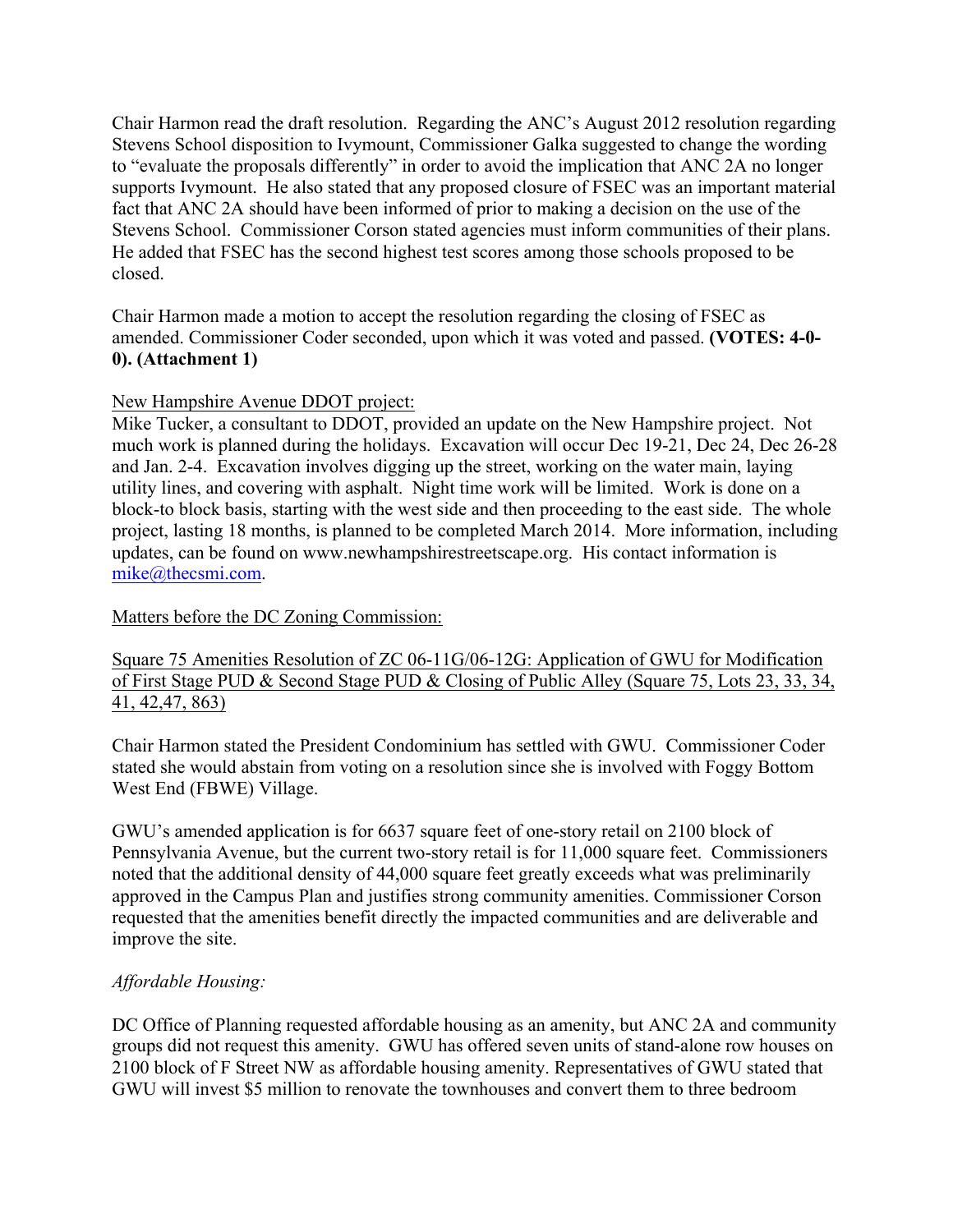Chair Harmon read the draft resolution. Regarding the ANC's August 2012 resolution regarding Stevens School disposition to Ivymount, Commissioner Galka suggested to change the wording to "evaluate the proposals differently" in order to avoid the implication that ANC 2A no longer supports Ivymount. He also stated that any proposed closure of FSEC was an important material fact that ANC 2A should have been informed of prior to making a decision on the use of the Stevens School. Commissioner Corson stated agencies must inform communities of their plans. He added that FSEC has the second highest test scores among those schools proposed to be closed.

Chair Harmon made a motion to accept the resolution regarding the closing of FSEC as amended. Commissioner Coder seconded, upon which it was voted and passed. **(VOTES: 4-0-0). (Attachment 1)**

<u>New Hampshire Avenue DDOT project:</u>

Mike Tucker, a consultant to DDOT, provided an update on the New Hampshire project. Not much work is planned during the holidays. Excavation will occur Dec 19-21, Dec 24, Dec 26-28 and Jan. 2-4. Excavation involves digging up the street, working on the water main, laying utility lines, and covering with asphalt. Night time work will be limited. Work is done on a block-to block basis, starting with the west side and then proceeding to the east side. The whole project, lasting 18 months, is planned to be completed March 2014. More information, including updates, can be found on www.newhampshirestreetscape.org. His contact information is mike@thecsmi.com.

<u>Matters before the DC Zoning Commission:</u>

<u>Square 75 Amenities Resolution of ZC 06-11G/06-12G: Application of GWU for Modification of First Stage PUD & Second Stage PUD & Closing of Public Alley (Square 75, Lots 23, 33, 34, 41, 42,47, 863)</u>

Chair Harmon stated the President Condominium has settled with GWU. Commissioner Coder stated she would abstain from voting on a resolution since she is involved with Foggy Bottom West End (FBWE) Village.

GWU's amended application is for 6637 square feet of one-story retail on 2100 block of Pennsylvania Avenue, but the current two-story retail is for 11,000 square feet. Commissioners noted that the additional density of 44,000 square feet greatly exceeds what was preliminarily approved in the Campus Plan and justifies strong community amenities. Commissioner Corson requested that the amenities benefit directly the impacted communities and are deliverable and improve the site.

*Affordable Housing:*

DC Office of Planning requested affordable housing as an amenity, but ANC 2A and community groups did not request this amenity. GWU has offered seven units of stand-alone row houses on 2100 block of F Street NW as affordable housing amenity. Representatives of GWU stated that GWU will invest $5 million to renovate the townhouses and convert them to three bedroom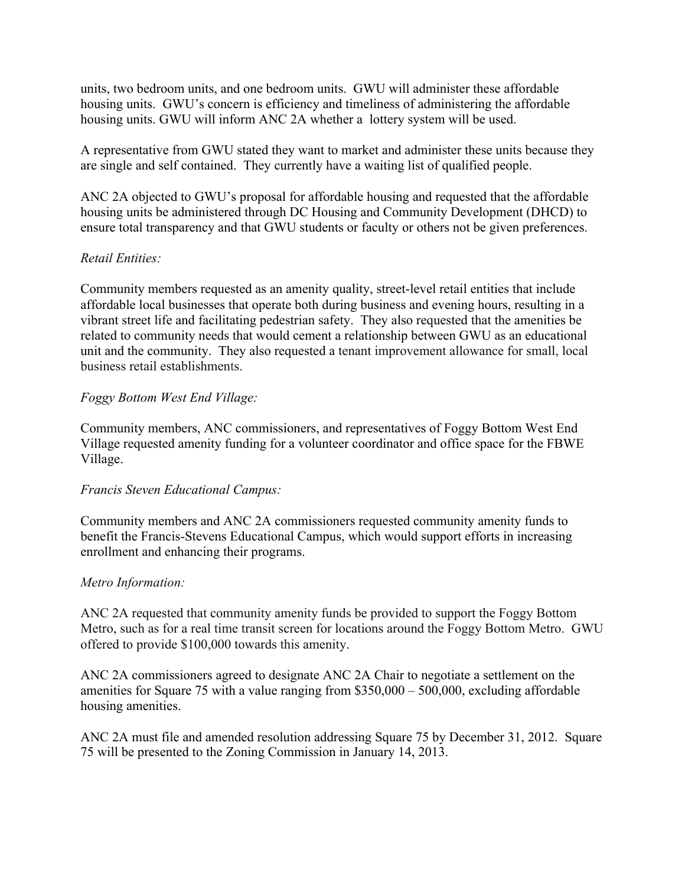units, two bedroom units, and one bedroom units. GWU will administer these affordable housing units. GWU's concern is efficiency and timeliness of administering the affordable housing units. GWU will inform ANC 2A whether a lottery system will be used.

A representative from GWU stated they want to market and administer these units because they are single and self contained. They currently have a waiting list of qualified people.

ANC 2A objected to GWU's proposal for affordable housing and requested that the affordable housing units be administered through DC Housing and Community Development (DHCD) to ensure total transparency and that GWU students or faculty or others not be given preferences.

*Retail Entities:*

Community members requested as an amenity quality, street-level retail entities that include affordable local businesses that operate both during business and evening hours, resulting in a vibrant street life and facilitating pedestrian safety. They also requested that the amenities be related to community needs that would cement a relationship between GWU as an educational unit and the community. They also requested a tenant improvement allowance for small, local business retail establishments.

*Foggy Bottom West End Village:*

Community members, ANC commissioners, and representatives of Foggy Bottom West End Village requested amenity funding for a volunteer coordinator and office space for the FBWE Village.

*Francis Steven Educational Campus:*

Community members and ANC 2A commissioners requested community amenity funds to benefit the Francis-Stevens Educational Campus, which would support efforts in increasing enrollment and enhancing their programs.

*Metro Information:*

ANC 2A requested that community amenity funds be provided to support the Foggy Bottom Metro, such as for a real time transit screen for locations around the Foggy Bottom Metro. GWU offered to provide $100,000 towards this amenity.

ANC 2A commissioners agreed to designate ANC 2A Chair to negotiate a settlement on the amenities for Square 75 with a value ranging from $350,000 – 500,000, excluding affordable housing amenities.

ANC 2A must file and amended resolution addressing Square 75 by December 31, 2012. Square 75 will be presented to the Zoning Commission in January 14, 2013.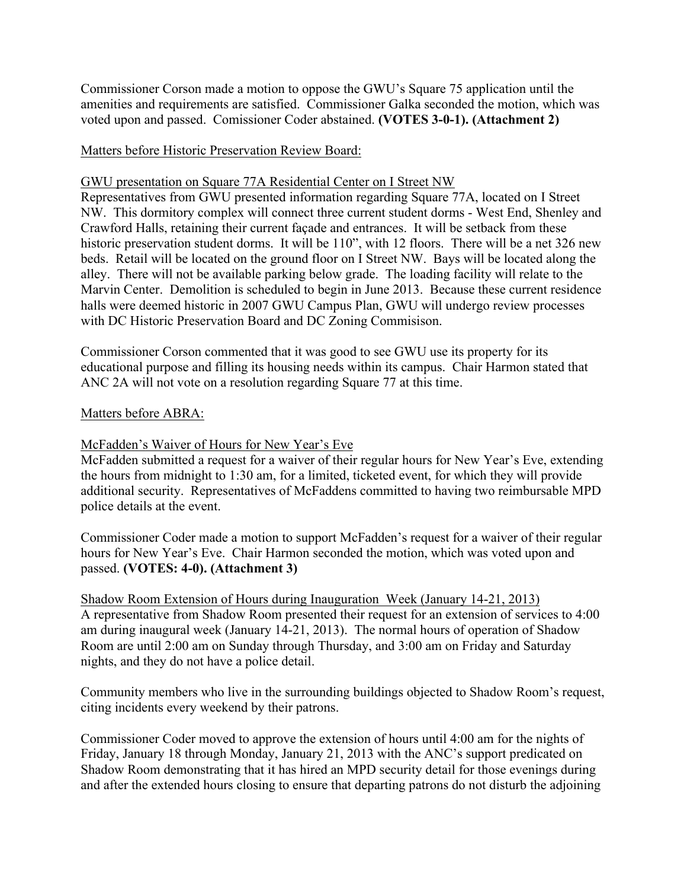Commissioner Corson made a motion to oppose the GWU's Square 75 application until the amenities and requirements are satisfied. Commissioner Galka seconded the motion, which was voted upon and passed. Comissioner Coder abstained. **(VOTES 3-0-1). (Attachment 2)**

Matters before Historic Preservation Review Board:

GWU presentation on Square 77A Residential Center on I Street NW

Representatives from GWU presented information regarding Square 77A, located on I Street NW. This dormitory complex will connect three current student dorms - West End, Shenley and Crawford Halls, retaining their current façade and entrances. It will be setback from these historic preservation student dorms. It will be 110", with 12 floors. There will be a net 326 new beds. Retail will be located on the ground floor on I Street NW. Bays will be located along the alley. There will not be available parking below grade. The loading facility will relate to the Marvin Center. Demolition is scheduled to begin in June 2013. Because these current residence halls were deemed historic in 2007 GWU Campus Plan, GWU will undergo review processes with DC Historic Preservation Board and DC Zoning Commisison.

Commissioner Corson commented that it was good to see GWU use its property for its educational purpose and filling its housing needs within its campus. Chair Harmon stated that ANC 2A will not vote on a resolution regarding Square 77 at this time.

Matters before ABRA:

McFadden's Waiver of Hours for New Year's Eve

McFadden submitted a request for a waiver of their regular hours for New Year's Eve, extending the hours from midnight to 1:30 am, for a limited, ticketed event, for which they will provide additional security. Representatives of McFaddens committed to having two reimbursable MPD police details at the event.

Commissioner Coder made a motion to support McFadden's request for a waiver of their regular hours for New Year's Eve. Chair Harmon seconded the motion, which was voted upon and passed. **(VOTES: 4-0). (Attachment 3)**

Shadow Room Extension of Hours during Inauguration Week (January 14-21, 2013)

A representative from Shadow Room presented their request for an extension of services to 4:00 am during inaugural week (January 14-21, 2013). The normal hours of operation of Shadow Room are until 2:00 am on Sunday through Thursday, and 3:00 am on Friday and Saturday nights, and they do not have a police detail.

Community members who live in the surrounding buildings objected to Shadow Room's request, citing incidents every weekend by their patrons.

Commissioner Coder moved to approve the extension of hours until 4:00 am for the nights of Friday, January 18 through Monday, January 21, 2013 with the ANC's support predicated on Shadow Room demonstrating that it has hired an MPD security detail for those evenings during and after the extended hours closing to ensure that departing patrons do not disturb the adjoining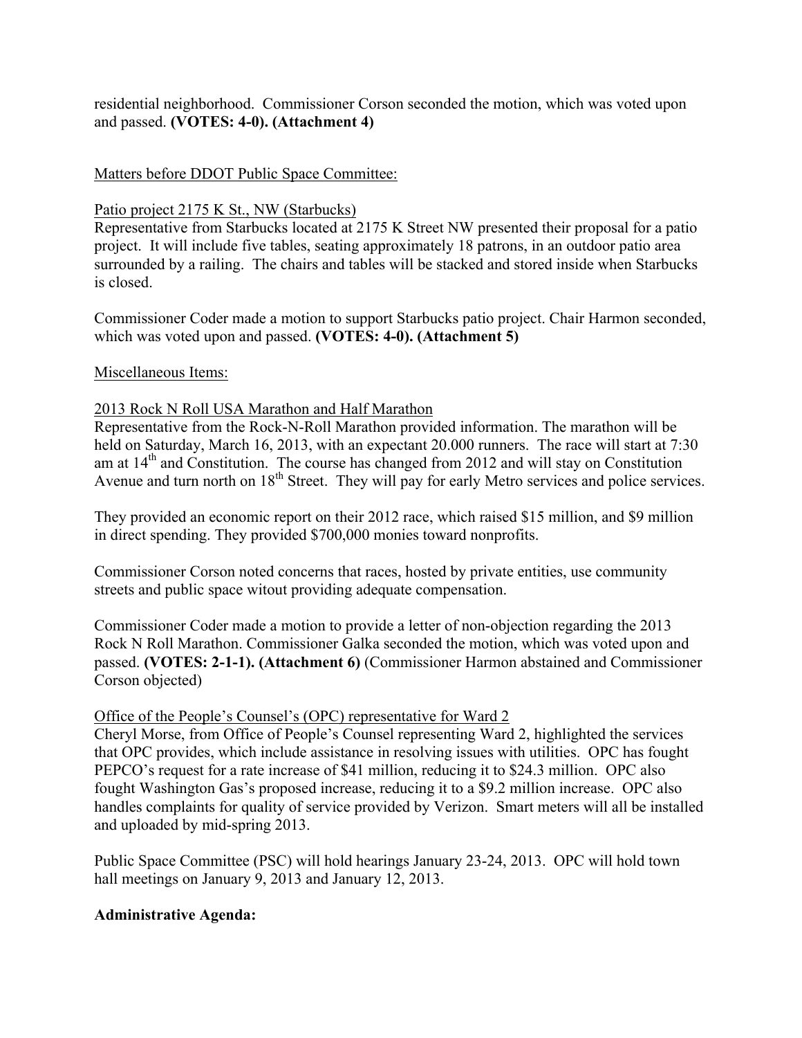residential neighborhood. Commissioner Corson seconded the motion, which was voted upon and passed. **(VOTES: 4-0). (Attachment 4)**

Matters before DDOT Public Space Committee:

Patio project 2175 K St., NW (Starbucks)
Representative from Starbucks located at 2175 K Street NW presented their proposal for a patio project. It will include five tables, seating approximately 18 patrons, in an outdoor patio area surrounded by a railing. The chairs and tables will be stacked and stored inside when Starbucks is closed.

Commissioner Coder made a motion to support Starbucks patio project. Chair Harmon seconded, which was voted upon and passed. **(VOTES: 4-0). (Attachment 5)**

Miscellaneous Items:

2013 Rock N Roll USA Marathon and Half Marathon
Representative from the Rock-N-Roll Marathon provided information. The marathon will be held on Saturday, March 16, 2013, with an expectant 20.000 runners. The race will start at 7:30 am at 14th and Constitution. The course has changed from 2012 and will stay on Constitution Avenue and turn north on 18th Street. They will pay for early Metro services and police services.

They provided an economic report on their 2012 race, which raised $15 million, and $9 million in direct spending. They provided $700,000 monies toward nonprofits.

Commissioner Corson noted concerns that races, hosted by private entities, use community streets and public space witout providing adequate compensation.

Commissioner Coder made a motion to provide a letter of non-objection regarding the 2013 Rock N Roll Marathon. Commissioner Galka seconded the motion, which was voted upon and passed. **(VOTES: 2-1-1). (Attachment 6)** (Commissioner Harmon abstained and Commissioner Corson objected)

Office of the People's Counsel's (OPC) representative for Ward 2
Cheryl Morse, from Office of People's Counsel representing Ward 2, highlighted the services that OPC provides, which include assistance in resolving issues with utilities. OPC has fought PEPCO's request for a rate increase of $41 million, reducing it to $24.3 million. OPC also fought Washington Gas's proposed increase, reducing it to a $9.2 million increase. OPC also handles complaints for quality of service provided by Verizon. Smart meters will all be installed and uploaded by mid-spring 2013.

Public Space Committee (PSC) will hold hearings January 23-24, 2013. OPC will hold town hall meetings on January 9, 2013 and January 12, 2013.

**Administrative Agenda:**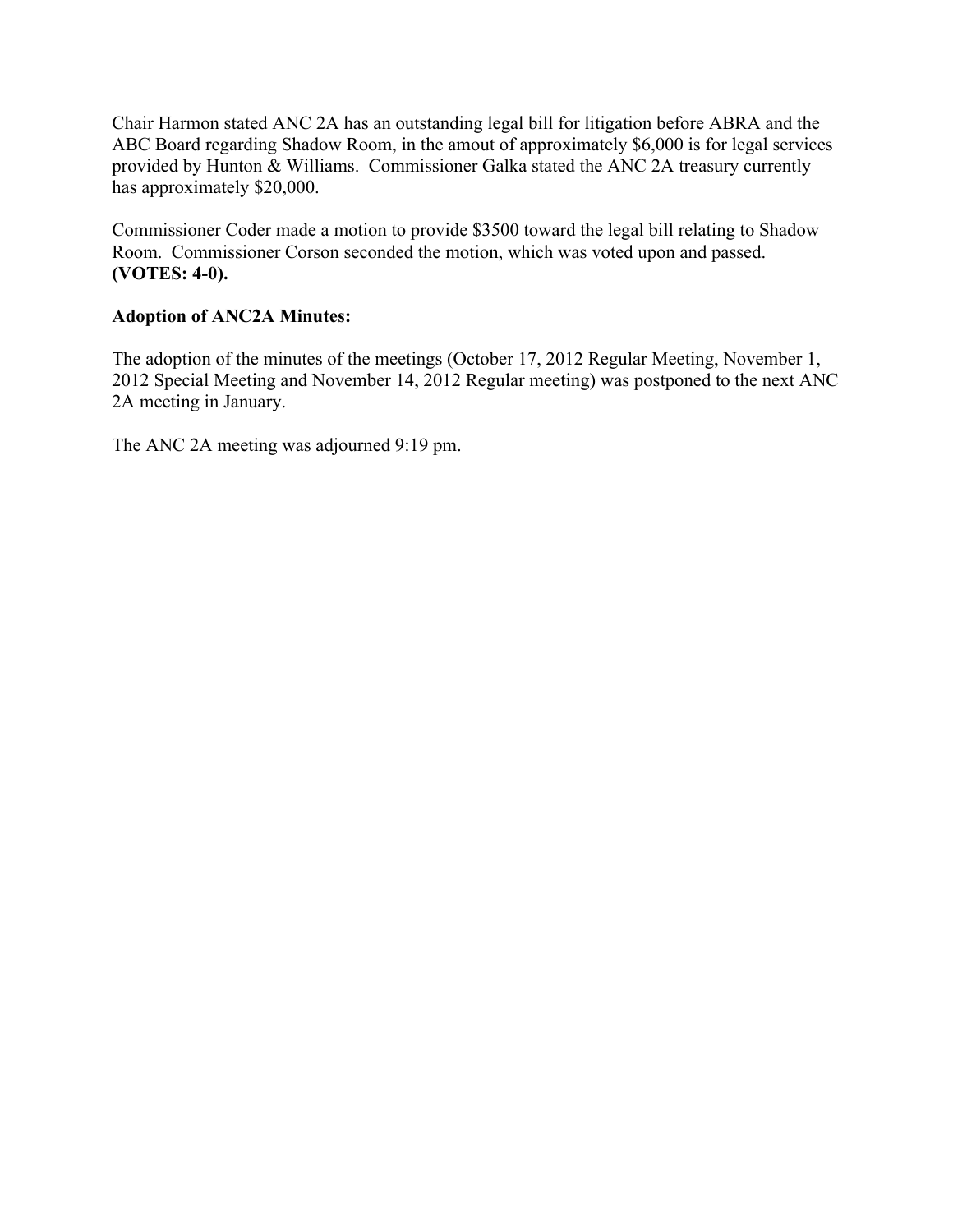Chair Harmon stated ANC 2A has an outstanding legal bill for litigation before ABRA and the ABC Board regarding Shadow Room, in the amout of approximately $6,000 is for legal services provided by Hunton & Williams. Commissioner Galka stated the ANC 2A treasury currently has approximately $20,000.

Commissioner Coder made a motion to provide $3500 toward the legal bill relating to Shadow Room. Commissioner Corson seconded the motion, which was voted upon and passed. **(VOTES: 4-0).**

**Adoption of ANC2A Minutes:**

The adoption of the minutes of the meetings (October 17, 2012 Regular Meeting, November 1, 2012 Special Meeting and November 14, 2012 Regular meeting) was postponed to the next ANC 2A meeting in January.

The ANC 2A meeting was adjourned 9:19 pm.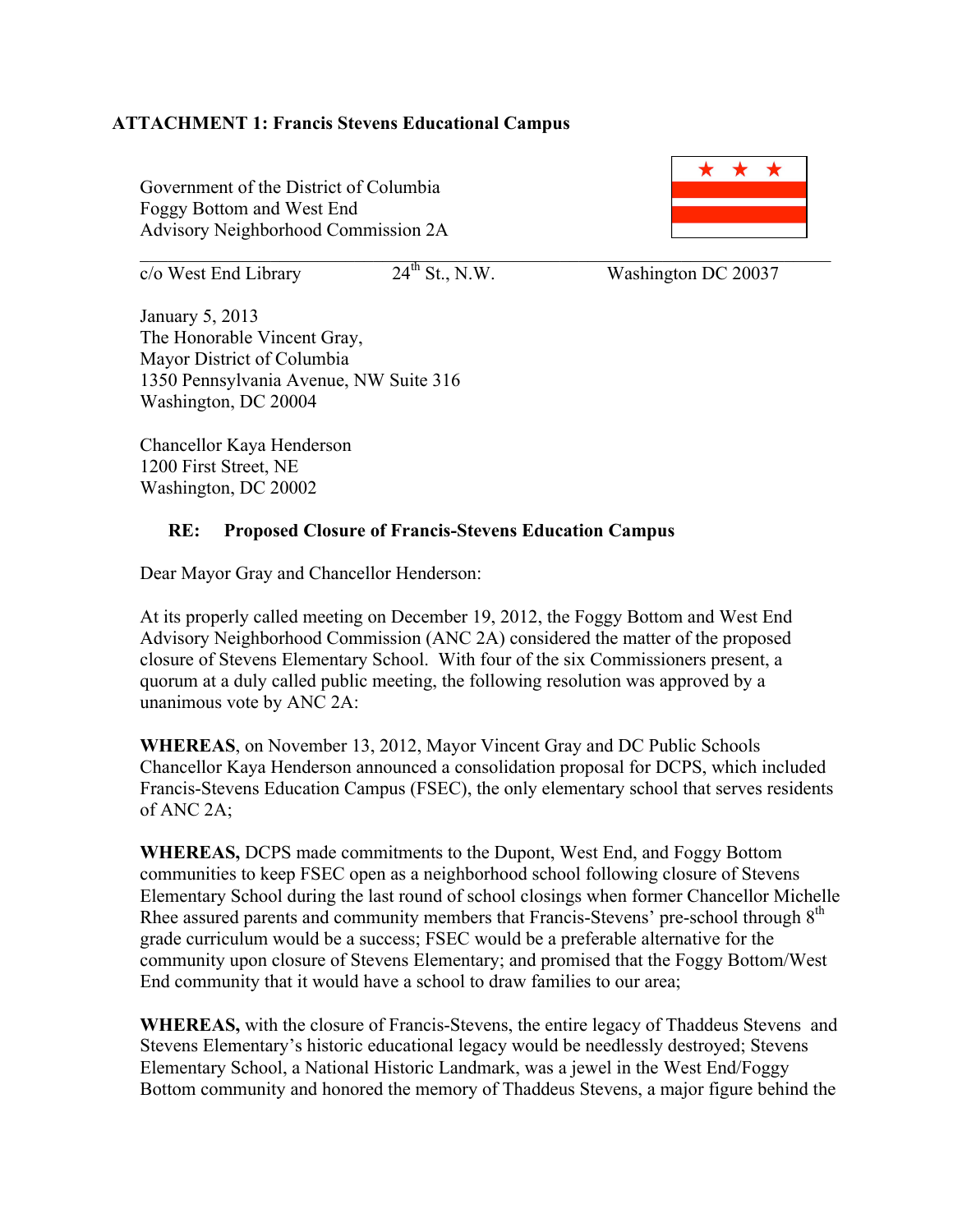**ATTACHMENT 1: Francis Stevens Educational Campus**

Government of the District of Columbia
Foggy Bottom and West End
Advisory Neighborhood Commission 2A

c/o West End Library 24th St., N.W. Washington DC 20037

January 5, 2013
The Honorable Vincent Gray,
Mayor District of Columbia
1350 Pennsylvania Avenue, NW Suite 316
Washington, DC 20004

Chancellor Kaya Henderson
1200 First Street, NE
Washington, DC 20002

**RE: Proposed Closure of Francis-Stevens Education Campus**

Dear Mayor Gray and Chancellor Henderson:

At its properly called meeting on December 19, 2012, the Foggy Bottom and West End Advisory Neighborhood Commission (ANC 2A) considered the matter of the proposed closure of Stevens Elementary School. With four of the six Commissioners present, a quorum at a duly called public meeting, the following resolution was approved by a unanimous vote by ANC 2A:

**WHEREAS**, on November 13, 2012, Mayor Vincent Gray and DC Public Schools Chancellor Kaya Henderson announced a consolidation proposal for DCPS, which included Francis-Stevens Education Campus (FSEC), the only elementary school that serves residents of ANC 2A;

**WHEREAS,** DCPS made commitments to the Dupont, West End, and Foggy Bottom communities to keep FSEC open as a neighborhood school following closure of Stevens Elementary School during the last round of school closings when former Chancellor Michelle Rhee assured parents and community members that Francis-Stevens' pre-school through 8th grade curriculum would be a success; FSEC would be a preferable alternative for the community upon closure of Stevens Elementary; and promised that the Foggy Bottom/West End community that it would have a school to draw families to our area;

**WHEREAS,** with the closure of Francis-Stevens, the entire legacy of Thaddeus Stevens and Stevens Elementary's historic educational legacy would be needlessly destroyed; Stevens Elementary School, a National Historic Landmark, was a jewel in the West End/Foggy Bottom community and honored the memory of Thaddeus Stevens, a major figure behind the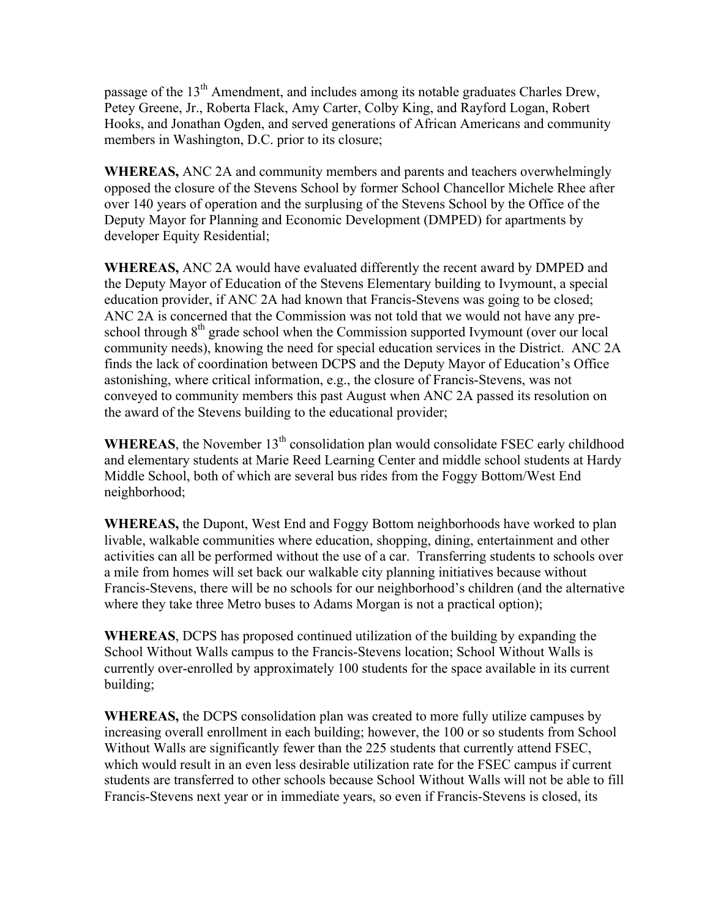passage of the 13th Amendment, and includes among its notable graduates Charles Drew, Petey Greene, Jr., Roberta Flack, Amy Carter, Colby King, and Rayford Logan, Robert Hooks, and Jonathan Ogden, and served generations of African Americans and community members in Washington, D.C. prior to its closure;

**WHEREAS,** ANC 2A and community members and parents and teachers overwhelmingly opposed the closure of the Stevens School by former School Chancellor Michele Rhee after over 140 years of operation and the surplusing of the Stevens School by the Office of the Deputy Mayor for Planning and Economic Development (DMPED) for apartments by developer Equity Residential;

**WHEREAS,** ANC 2A would have evaluated differently the recent award by DMPED and the Deputy Mayor of Education of the Stevens Elementary building to Ivymount, a special education provider, if ANC 2A had known that Francis-Stevens was going to be closed; ANC 2A is concerned that the Commission was not told that we would not have any pre-school through 8th grade school when the Commission supported Ivymount (over our local community needs), knowing the need for special education services in the District. ANC 2A finds the lack of coordination between DCPS and the Deputy Mayor of Education's Office astonishing, where critical information, e.g., the closure of Francis-Stevens, was not conveyed to community members this past August when ANC 2A passed its resolution on the award of the Stevens building to the educational provider;

**WHEREAS**, the November 13th consolidation plan would consolidate FSEC early childhood and elementary students at Marie Reed Learning Center and middle school students at Hardy Middle School, both of which are several bus rides from the Foggy Bottom/West End neighborhood;

**WHEREAS,** the Dupont, West End and Foggy Bottom neighborhoods have worked to plan livable, walkable communities where education, shopping, dining, entertainment and other activities can all be performed without the use of a car. Transferring students to schools over a mile from homes will set back our walkable city planning initiatives because without Francis-Stevens, there will be no schools for our neighborhood's children (and the alternative where they take three Metro buses to Adams Morgan is not a practical option);

**WHEREAS**, DCPS has proposed continued utilization of the building by expanding the School Without Walls campus to the Francis-Stevens location; School Without Walls is currently over-enrolled by approximately 100 students for the space available in its current building;

**WHEREAS,** the DCPS consolidation plan was created to more fully utilize campuses by increasing overall enrollment in each building; however, the 100 or so students from School Without Walls are significantly fewer than the 225 students that currently attend FSEC, which would result in an even less desirable utilization rate for the FSEC campus if current students are transferred to other schools because School Without Walls will not be able to fill Francis-Stevens next year or in immediate years, so even if Francis-Stevens is closed, its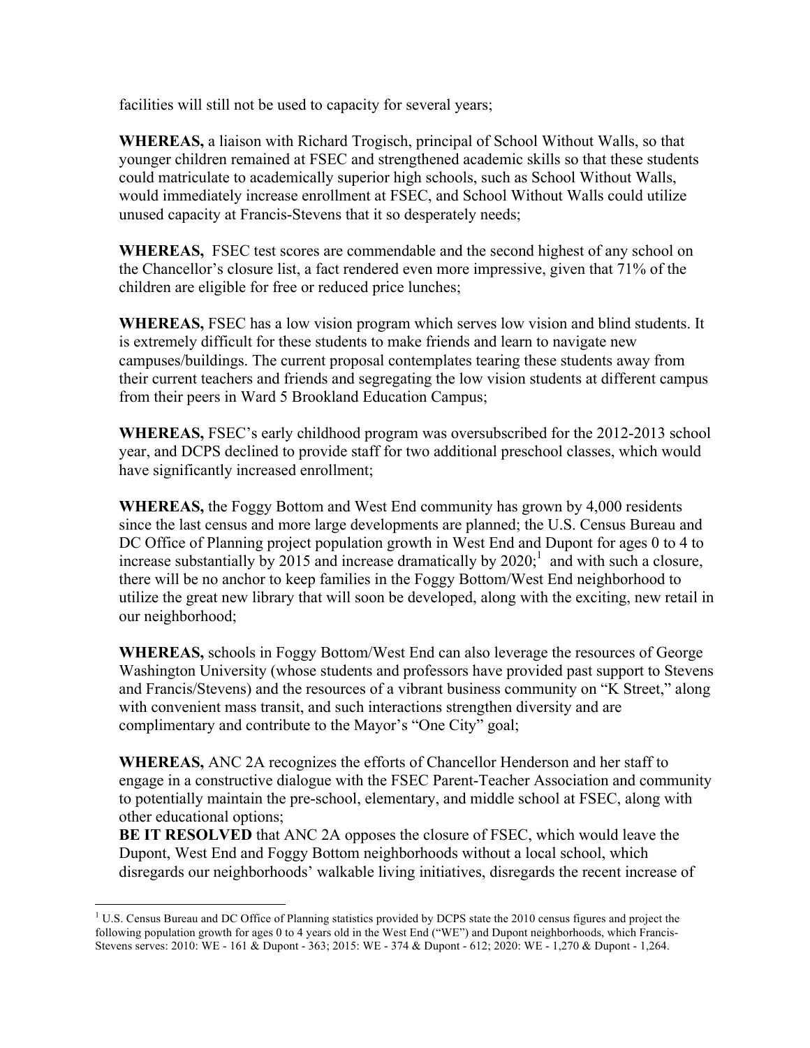facilities will still not be used to capacity for several years;

**WHEREAS,** a liaison with Richard Trogisch, principal of School Without Walls, so that younger children remained at FSEC and strengthened academic skills so that these students could matriculate to academically superior high schools, such as School Without Walls, would immediately increase enrollment at FSEC, and School Without Walls could utilize unused capacity at Francis-Stevens that it so desperately needs;

**WHEREAS,** FSEC test scores are commendable and the second highest of any school on the Chancellor's closure list, a fact rendered even more impressive, given that 71% of the children are eligible for free or reduced price lunches;

**WHEREAS,** FSEC has a low vision program which serves low vision and blind students. It is extremely difficult for these students to make friends and learn to navigate new campuses/buildings. The current proposal contemplates tearing these students away from their current teachers and friends and segregating the low vision students at different campus from their peers in Ward 5 Brookland Education Campus;

**WHEREAS,** FSEC's early childhood program was oversubscribed for the 2012-2013 school year, and DCPS declined to provide staff for two additional preschool classes, which would have significantly increased enrollment;

**WHEREAS,** the Foggy Bottom and West End community has grown by 4,000 residents since the last census and more large developments are planned; the U.S. Census Bureau and DC Office of Planning project population growth in West End and Dupont for ages 0 to 4 to increase substantially by 2015 and increase dramatically by 2020;[1] and with such a closure, there will be no anchor to keep families in the Foggy Bottom/West End neighborhood to utilize the great new library that will soon be developed, along with the exciting, new retail in our neighborhood;

**WHEREAS,** schools in Foggy Bottom/West End can also leverage the resources of George Washington University (whose students and professors have provided past support to Stevens and Francis/Stevens) and the resources of a vibrant business community on "K Street," along with convenient mass transit, and such interactions strengthen diversity and are complimentary and contribute to the Mayor's "One City" goal;

**WHEREAS,** ANC 2A recognizes the efforts of Chancellor Henderson and her staff to engage in a constructive dialogue with the FSEC Parent-Teacher Association and community to potentially maintain the pre-school, elementary, and middle school at FSEC, along with other educational options;

**BE IT RESOLVED** that ANC 2A opposes the closure of FSEC, which would leave the Dupont, West End and Foggy Bottom neighborhoods without a local school, which disregards our neighborhoods' walkable living initiatives, disregards the recent increase of

---

[1] U.S. Census Bureau and DC Office of Planning statistics provided by DCPS state the 2010 census figures and project the following population growth for ages 0 to 4 years old in the West End ("WE") and Dupont neighborhoods, which Francis-Stevens serves: 2010: WE - 161 & Dupont - 363; 2015: WE - 374 & Dupont - 612; 2020: WE - 1,270 & Dupont - 1,264.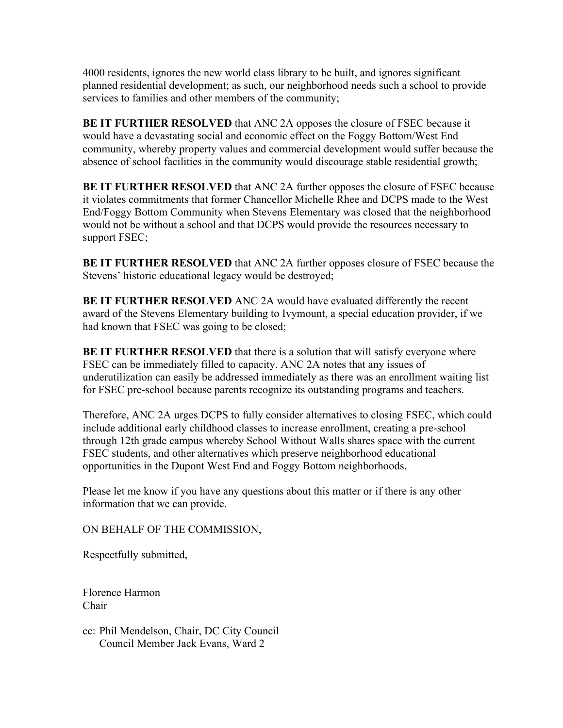4000 residents, ignores the new world class library to be built, and ignores significant planned residential development; as such, our neighborhood needs such a school to provide services to families and other members of the community;

**BE IT FURTHER RESOLVED** that ANC 2A opposes the closure of FSEC because it would have a devastating social and economic effect on the Foggy Bottom/West End community, whereby property values and commercial development would suffer because the absence of school facilities in the community would discourage stable residential growth;

**BE IT FURTHER RESOLVED** that ANC 2A further opposes the closure of FSEC because it violates commitments that former Chancellor Michelle Rhee and DCPS made to the West End/Foggy Bottom Community when Stevens Elementary was closed that the neighborhood would not be without a school and that DCPS would provide the resources necessary to support FSEC;

**BE IT FURTHER RESOLVED** that ANC 2A further opposes closure of FSEC because the Stevens' historic educational legacy would be destroyed;

**BE IT FURTHER RESOLVED** ANC 2A would have evaluated differently the recent award of the Stevens Elementary building to Ivymount, a special education provider, if we had known that FSEC was going to be closed;

**BE IT FURTHER RESOLVED** that there is a solution that will satisfy everyone where FSEC can be immediately filled to capacity. ANC 2A notes that any issues of underutilization can easily be addressed immediately as there was an enrollment waiting list for FSEC pre-school because parents recognize its outstanding programs and teachers.

Therefore, ANC 2A urges DCPS to fully consider alternatives to closing FSEC, which could include additional early childhood classes to increase enrollment, creating a pre-school through 12th grade campus whereby School Without Walls shares space with the current FSEC students, and other alternatives which preserve neighborhood educational opportunities in the Dupont West End and Foggy Bottom neighborhoods.

Please let me know if you have any questions about this matter or if there is any other information that we can provide.

ON BEHALF OF THE COMMISSION,

Respectfully submitted,

Florence Harmon
Chair

cc: Phil Mendelson, Chair, DC City Council
Council Member Jack Evans, Ward 2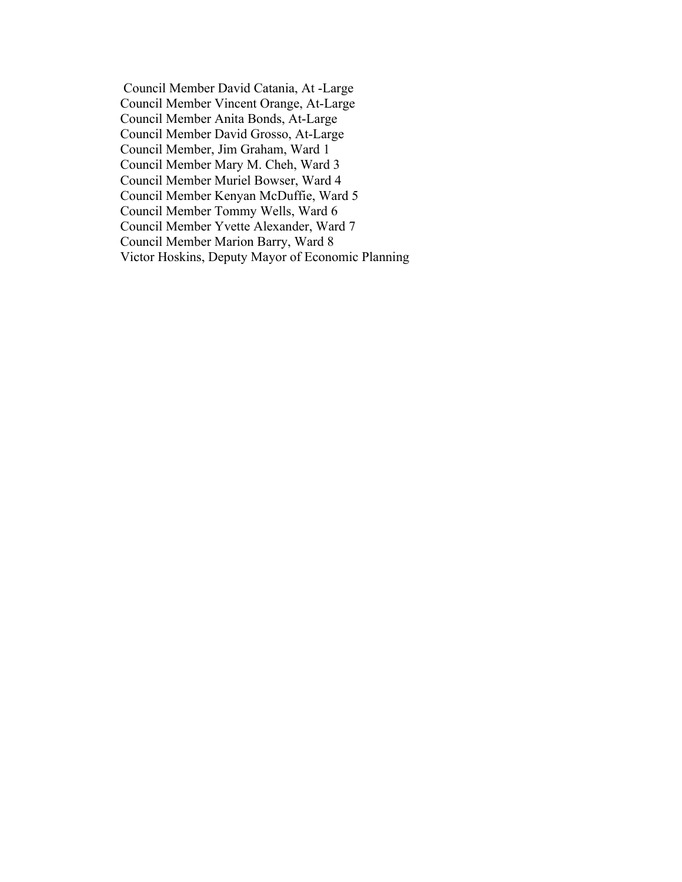Council Member David Catania, At -Large
Council Member Vincent Orange, At-Large
Council Member Anita Bonds, At-Large
Council Member David Grosso, At-Large
Council Member, Jim Graham, Ward 1
Council Member Mary M. Cheh, Ward 3
Council Member Muriel Bowser, Ward 4
Council Member Kenyan McDuffie, Ward 5
Council Member Tommy Wells, Ward 6
Council Member Yvette Alexander, Ward 7
Council Member Marion Barry, Ward 8
Victor Hoskins, Deputy Mayor of Economic Planning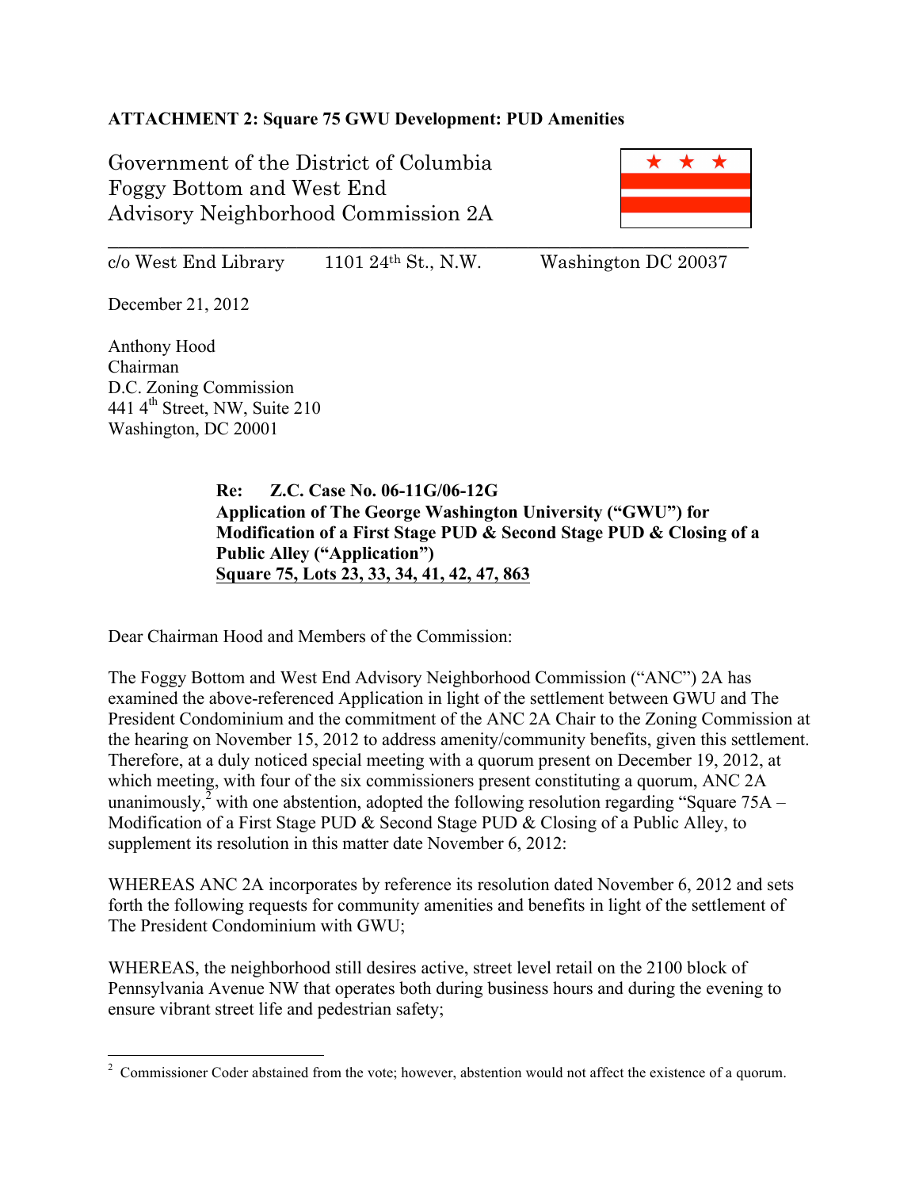**ATTACHMENT 2: Square 75 GWU Development: PUD Amenities**

Government of the District of Columbia
Foggy Bottom and West End
Advisory Neighborhood Commission 2A

c/o West End Library 1101 24th St., N.W. Washington DC 20037

December 21, 2012

Anthony Hood
Chairman
D.C. Zoning Commission
441 4th Street, NW, Suite 210
Washington, DC 20001

**Re: Z.C. Case No. 06-11G/06-12G**
**Application of The George Washington University ("GWU") for Modification of a First Stage PUD & Second Stage PUD & Closing of a Public Alley ("Application")**
**Square 75, Lots 23, 33, 34, 41, 42, 47, 863**

Dear Chairman Hood and Members of the Commission:

The Foggy Bottom and West End Advisory Neighborhood Commission ("ANC") 2A has examined the above-referenced Application in light of the settlement between GWU and The President Condominium and the commitment of the ANC 2A Chair to the Zoning Commission at the hearing on November 15, 2012 to address amenity/community benefits, given this settlement. Therefore, at a duly noticed special meeting with a quorum present on December 19, 2012, at which meeting, with four of the six commissioners present constituting a quorum, ANC 2A unanimously,[2] with one abstention, adopted the following resolution regarding "Square 75A – Modification of a First Stage PUD & Second Stage PUD & Closing of a Public Alley, to supplement its resolution in this matter date November 6, 2012:

WHEREAS ANC 2A incorporates by reference its resolution dated November 6, 2012 and sets forth the following requests for community amenities and benefits in light of the settlement of The President Condominium with GWU;

WHEREAS, the neighborhood still desires active, street level retail on the 2100 block of Pennsylvania Avenue NW that operates both during business hours and during the evening to ensure vibrant street life and pedestrian safety;

[2] Commissioner Coder abstained from the vote; however, abstention would not affect the existence of a quorum.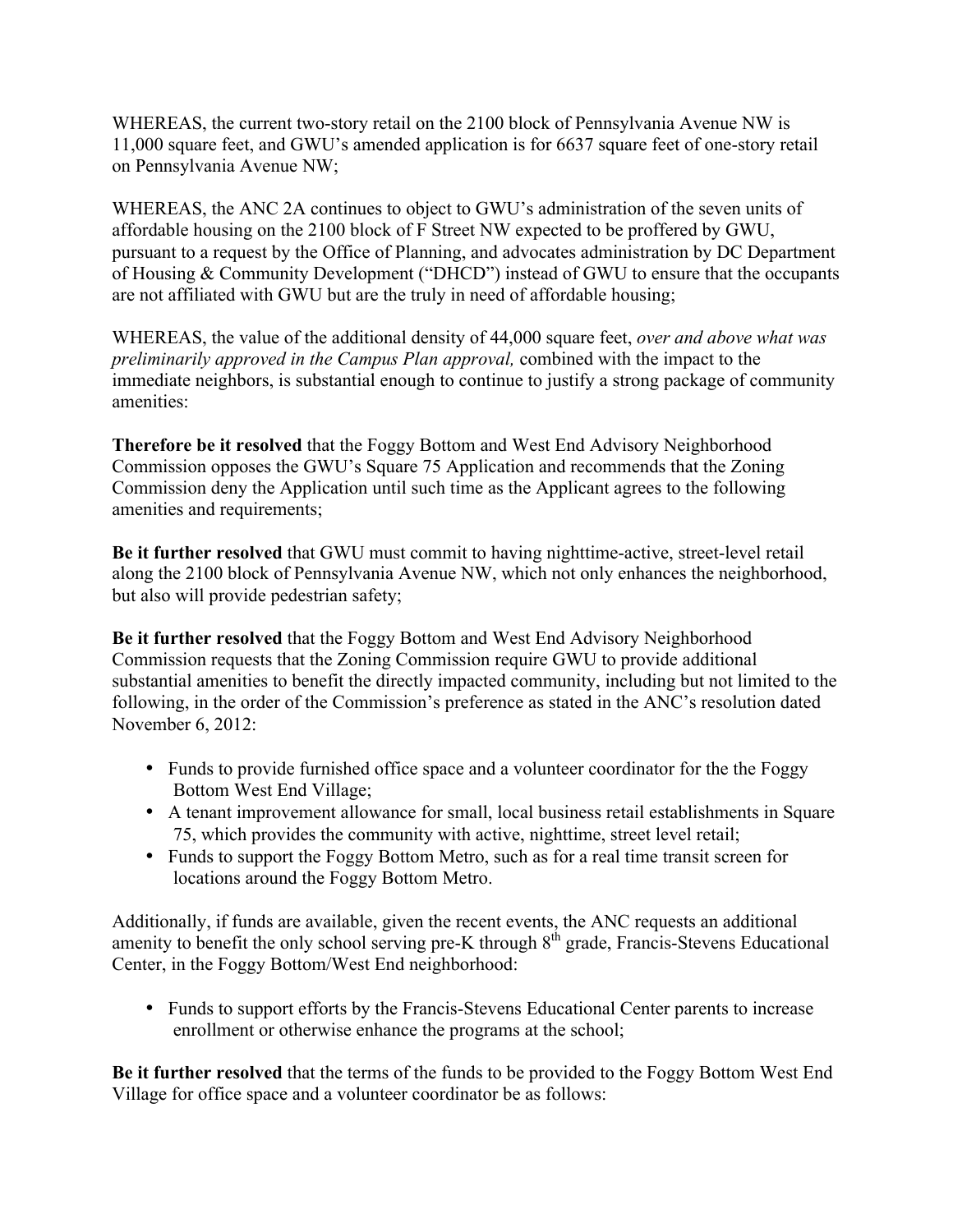WHEREAS, the current two-story retail on the 2100 block of Pennsylvania Avenue NW is 11,000 square feet, and GWU's amended application is for 6637 square feet of one-story retail on Pennsylvania Avenue NW;

WHEREAS, the ANC 2A continues to object to GWU's administration of the seven units of affordable housing on the 2100 block of F Street NW expected to be proffered by GWU, pursuant to a request by the Office of Planning, and advocates administration by DC Department of Housing & Community Development ("DHCD") instead of GWU to ensure that the occupants are not affiliated with GWU but are the truly in need of affordable housing;

WHEREAS, the value of the additional density of 44,000 square feet, *over and above what was preliminarily approved in the Campus Plan approval,* combined with the impact to the immediate neighbors, is substantial enough to continue to justify a strong package of community amenities:

**Therefore be it resolved** that the Foggy Bottom and West End Advisory Neighborhood Commission opposes the GWU's Square 75 Application and recommends that the Zoning Commission deny the Application until such time as the Applicant agrees to the following amenities and requirements;

**Be it further resolved** that GWU must commit to having nighttime-active, street-level retail along the 2100 block of Pennsylvania Avenue NW, which not only enhances the neighborhood, but also will provide pedestrian safety;

**Be it further resolved** that the Foggy Bottom and West End Advisory Neighborhood Commission requests that the Zoning Commission require GWU to provide additional substantial amenities to benefit the directly impacted community, including but not limited to the following, in the order of the Commission's preference as stated in the ANC's resolution dated November 6, 2012:

- Funds to provide furnished office space and a volunteer coordinator for the the Foggy Bottom West End Village;
- A tenant improvement allowance for small, local business retail establishments in Square 75, which provides the community with active, nighttime, street level retail;
- Funds to support the Foggy Bottom Metro, such as for a real time transit screen for locations around the Foggy Bottom Metro.

Additionally, if funds are available, given the recent events, the ANC requests an additional amenity to benefit the only school serving pre-K through 8th grade, Francis-Stevens Educational Center, in the Foggy Bottom/West End neighborhood:

- Funds to support efforts by the Francis-Stevens Educational Center parents to increase enrollment or otherwise enhance the programs at the school;

**Be it further resolved** that the terms of the funds to be provided to the Foggy Bottom West End Village for office space and a volunteer coordinator be as follows: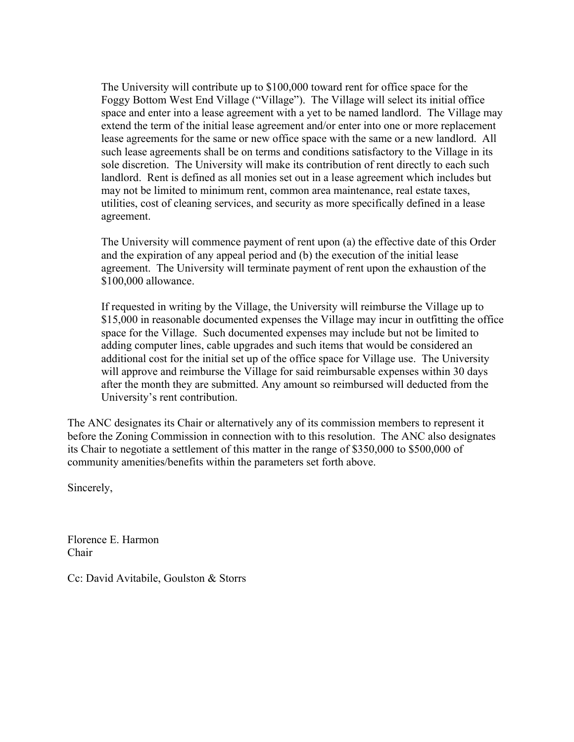The University will contribute up to $100,000 toward rent for office space for the Foggy Bottom West End Village ("Village"). The Village will select its initial office space and enter into a lease agreement with a yet to be named landlord. The Village may extend the term of the initial lease agreement and/or enter into one or more replacement lease agreements for the same or new office space with the same or a new landlord. All such lease agreements shall be on terms and conditions satisfactory to the Village in its sole discretion. The University will make its contribution of rent directly to each such landlord. Rent is defined as all monies set out in a lease agreement which includes but may not be limited to minimum rent, common area maintenance, real estate taxes, utilities, cost of cleaning services, and security as more specifically defined in a lease agreement.

The University will commence payment of rent upon (a) the effective date of this Order and the expiration of any appeal period and (b) the execution of the initial lease agreement. The University will terminate payment of rent upon the exhaustion of the $100,000 allowance.

If requested in writing by the Village, the University will reimburse the Village up to $15,000 in reasonable documented expenses the Village may incur in outfitting the office space for the Village. Such documented expenses may include but not be limited to adding computer lines, cable upgrades and such items that would be considered an additional cost for the initial set up of the office space for Village use. The University will approve and reimburse the Village for said reimbursable expenses within 30 days after the month they are submitted. Any amount so reimbursed will deducted from the University's rent contribution.

The ANC designates its Chair or alternatively any of its commission members to represent it before the Zoning Commission in connection with to this resolution. The ANC also designates its Chair to negotiate a settlement of this matter in the range of $350,000 to $500,000 of community amenities/benefits within the parameters set forth above.

Sincerely,

Florence E. Harmon
Chair

Cc: David Avitabile, Goulston & Storrs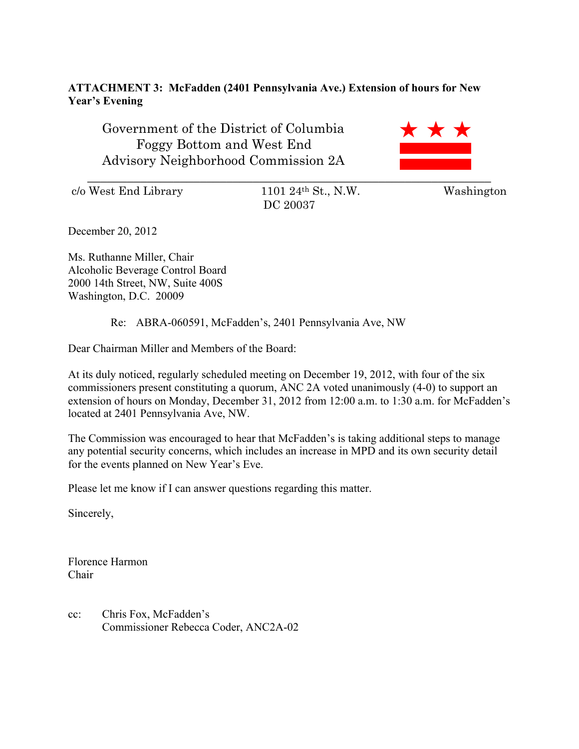**ATTACHMENT 3: McFadden (2401 Pennsylvania Ave.) Extension of hours for New Year's Evening**

Government of the District of Columbia
Foggy Bottom and West End
Advisory Neighborhood Commission 2A

c/o West End Library 1101 24th St., N.W. Washington DC 20037

December 20, 2012

Ms. Ruthanne Miller, Chair
Alcoholic Beverage Control Board
2000 14th Street, NW, Suite 400S
Washington, D.C. 20009

Re: ABRA-060591, McFadden's, 2401 Pennsylvania Ave, NW

Dear Chairman Miller and Members of the Board:

At its duly noticed, regularly scheduled meeting on December 19, 2012, with four of the six commissioners present constituting a quorum, ANC 2A voted unanimously (4-0) to support an extension of hours on Monday, December 31, 2012 from 12:00 a.m. to 1:30 a.m. for McFadden's located at 2401 Pennsylvania Ave, NW.

The Commission was encouraged to hear that McFadden's is taking additional steps to manage any potential security concerns, which includes an increase in MPD and its own security detail for the events planned on New Year's Eve.

Please let me know if I can answer questions regarding this matter.

Sincerely,

Florence Harmon
Chair

cc: Chris Fox, McFadden's
Commissioner Rebecca Coder, ANC2A-02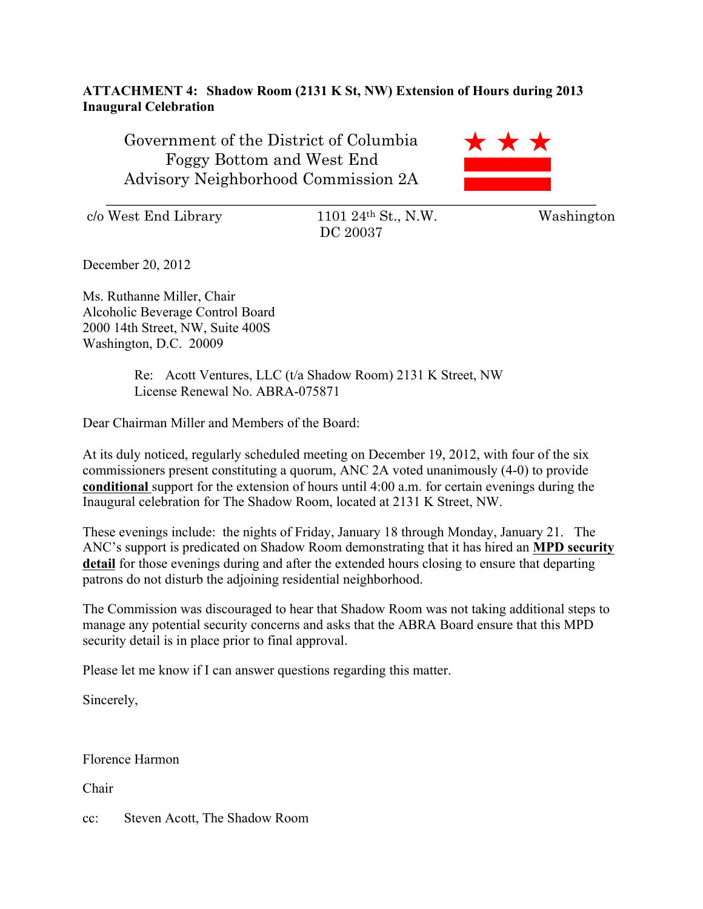**ATTACHMENT 4: Shadow Room (2131 K St, NW) Extension of Hours during 2013 Inaugural Celebration**

Government of the District of Columbia
Foggy Bottom and West End
Advisory Neighborhood Commission 2A

c/o West End Library 1101 24th St., N.W. Washington DC 20037

December 20, 2012

Ms. Ruthanne Miller, Chair
Alcoholic Beverage Control Board
2000 14th Street, NW, Suite 400S
Washington, D.C. 20009

Re: Acott Ventures, LLC (t/a Shadow Room) 2131 K Street, NW
License Renewal No. ABRA-075871

Dear Chairman Miller and Members of the Board:

At its duly noticed, regularly scheduled meeting on December 19, 2012, with four of the six commissioners present constituting a quorum, ANC 2A voted unanimously (4-0) to provide **conditional** support for the extension of hours until 4:00 a.m. for certain evenings during the Inaugural celebration for The Shadow Room, located at 2131 K Street, NW.

These evenings include: the nights of Friday, January 18 through Monday, January 21. The ANC's support is predicated on Shadow Room demonstrating that it has hired an **MPD security detail** for those evenings during and after the extended hours closing to ensure that departing patrons do not disturb the adjoining residential neighborhood.

The Commission was discouraged to hear that Shadow Room was not taking additional steps to manage any potential security concerns and asks that the ABRA Board ensure that this MPD security detail is in place prior to final approval.

Please let me know if I can answer questions regarding this matter.

Sincerely,

Florence Harmon

Chair

cc: Steven Acott, The Shadow Room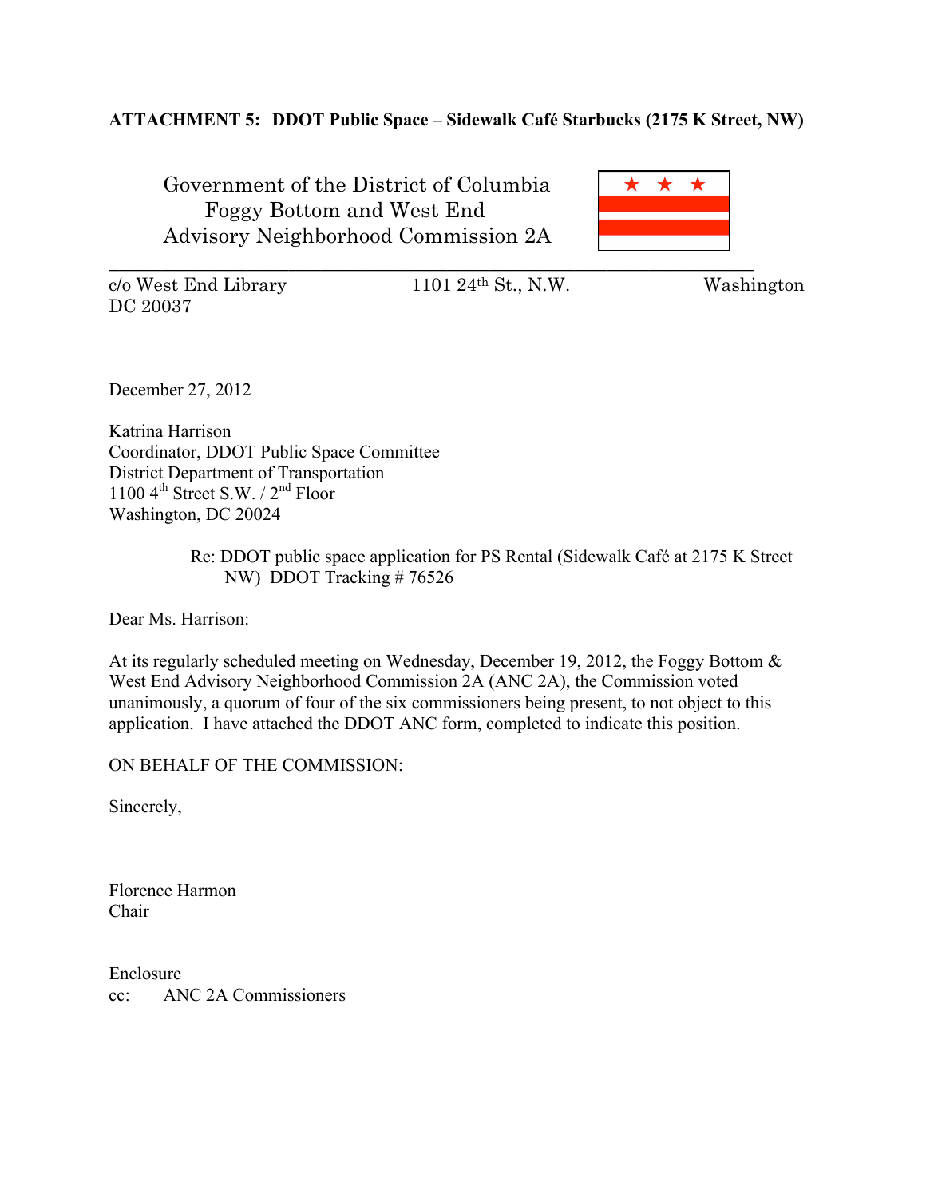**ATTACHMENT 5: DDOT Public Space – Sidewalk Café Starbucks (2175 K Street, NW)**

Government of the District of Columbia
Foggy Bottom and West End
Advisory Neighborhood Commission 2A

---

c/o West End Library 1101 24th St., N.W. Washington DC 20037

December 27, 2012

Katrina Harrison
Coordinator, DDOT Public Space Committee
District Department of Transportation
1100 4th Street S.W. / 2nd Floor
Washington, DC 20024

Re: DDOT public space application for PS Rental (Sidewalk Café at 2175 K Street NW) DDOT Tracking # 76526

Dear Ms. Harrison:

At its regularly scheduled meeting on Wednesday, December 19, 2012, the Foggy Bottom & West End Advisory Neighborhood Commission 2A (ANC 2A), the Commission voted unanimously, a quorum of four of the six commissioners being present, to not object to this application. I have attached the DDOT ANC form, completed to indicate this position.

ON BEHALF OF THE COMMISSION:

Sincerely,

Florence Harmon
Chair

Enclosure
cc: ANC 2A Commissioners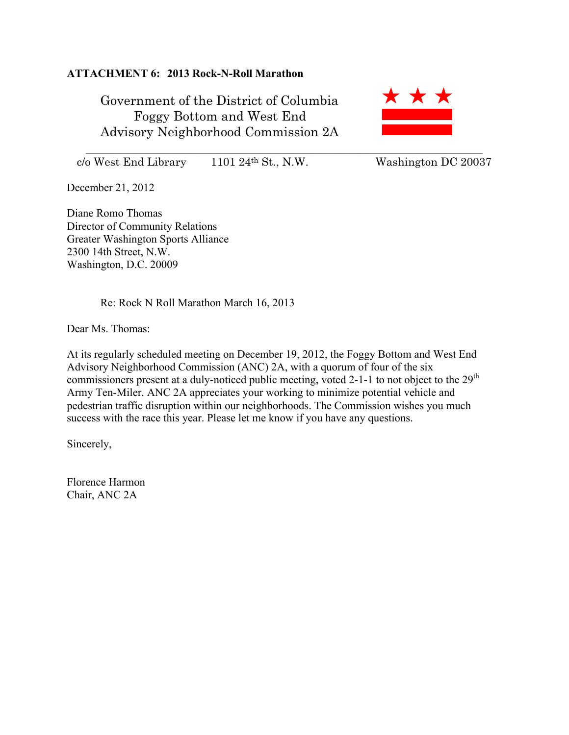**ATTACHMENT 6: 2013 Rock-N-Roll Marathon**

Government of the District of Columbia
Foggy Bottom and West End
Advisory Neighborhood Commission 2A

c/o West End Library 1101 24th St., N.W. Washington DC 20037

December 21, 2012

Diane Romo Thomas
Director of Community Relations
Greater Washington Sports Alliance
2300 14th Street, N.W.
Washington, D.C. 20009

Re: Rock N Roll Marathon March 16, 2013

Dear Ms. Thomas:

At its regularly scheduled meeting on December 19, 2012, the Foggy Bottom and West End Advisory Neighborhood Commission (ANC) 2A, with a quorum of four of the six commissioners present at a duly-noticed public meeting, voted 2-1-1 to not object to the 29th Army Ten-Miler. ANC 2A appreciates your working to minimize potential vehicle and pedestrian traffic disruption within our neighborhoods. The Commission wishes you much success with the race this year. Please let me know if you have any questions.

Sincerely,

Florence Harmon
Chair, ANC 2A